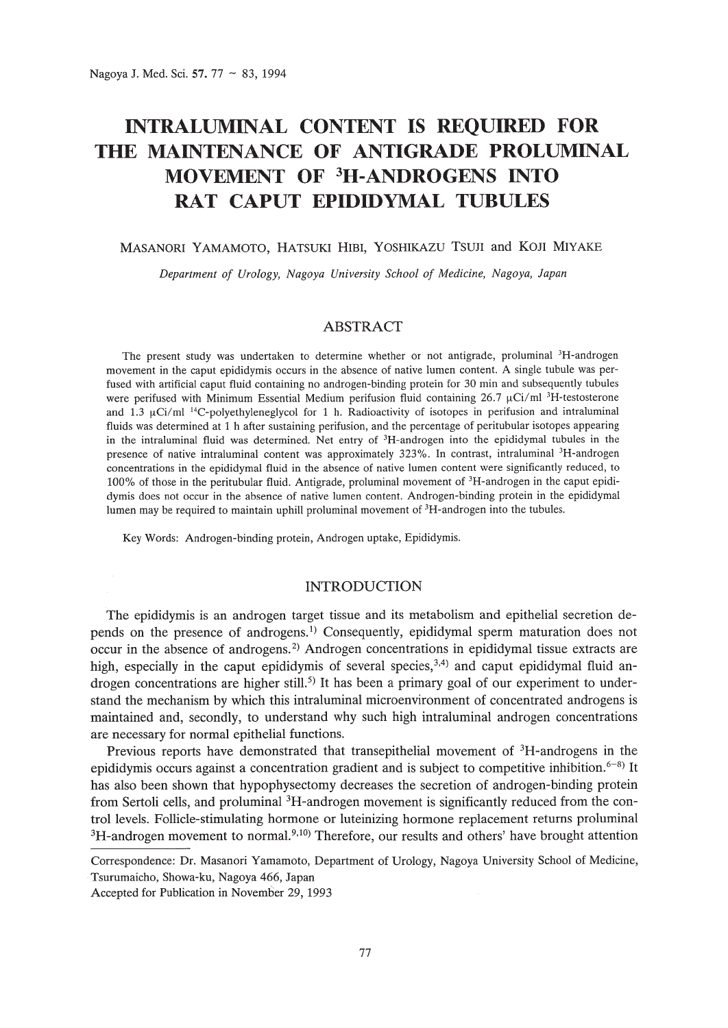# INTRALUMINAL CONTENT IS REQUIRED FOR THE MAINTENANCE OF ANTIGRADE PROLUMINAL MOVEMENT OF $^3$H-ANDROGENS INTO RAT CAPUT EPIDIDYMAL TUBULES

MASANORI YAMAMOTO, HATSUKI HIBI, YOSHIKAZU TSUJI and KOJI MIYAKE

*Department of Urology, Nagoya University School of Medicine, Nagoya, Japan*

## ABSTRACT

The present study was undertaken to determine whether or not antigrade, proluminal $^3$H-androgen movement in the caput epididymis occurs in the absence of native lumen content. A single tubule was perfused with artificial caput fluid containing no androgen-binding protein for 30 min and subsequently tubules were perifused with Minimum Essential Medium perifusion fluid containing 26.7 μCi/ml $^3$H-testosterone and 1.3 μCi/ml $^{14}$C-polyethyleneglycol for 1 h. Radioactivity of isotopes in perifusion and intraluminal fluids was determined at 1 h after sustaining perifusion, and the percentage of peritubular isotopes appearing in the intraluminal fluid was determined. Net entry of $^3$H-androgen into the epididymal tubules in the presence of native intraluminal content was approximately 323%. In contrast, intraluminal $^3$H-androgen concentrations in the epididymal fluid in the absence of native lumen content were significantly reduced, to 100% of those in the peritubular fluid. Antigrade, proluminal movement of $^3$H-androgen in the caput epididymis does not occur in the absence of native lumen content. Androgen-binding protein in the epididymal lumen may be required to maintain uphill proluminal movement of $^3$H-androgen into the tubules.

Key Words: Androgen-binding protein, Androgen uptake, Epididymis.

## INTRODUCTION

The epididymis is an androgen target tissue and its metabolism and epithelial secretion depends on the presence of androgens.[1] Consequently, epididymal sperm maturation does not occur in the absence of androgens.[2] Androgen concentrations in epididymal tissue extracts are high, especially in the caput epididymis of several species,[3,4] and caput epididymal fluid androgen concentrations are higher still.[5] It has been a primary goal of our experiment to understand the mechanism by which this intraluminal microenvironment of concentrated androgens is maintained and, secondly, to understand why such high intraluminal androgen concentrations are necessary for normal epithelial functions.

Previous reports have demonstrated that transepithelial movement of $^3$H-androgens in the epididymis occurs against a concentration gradient and is subject to competitive inhibition.[6-8] It has also been shown that hypophysectomy decreases the secretion of androgen-binding protein from Sertoli cells, and proluminal $^3$H-androgen movement is significantly reduced from the control levels. Follicle-stimulating hormone or luteinizing hormone replacement returns proluminal $^3$H-androgen movement to normal.[9,10] Therefore, our results and others' have brought attention

Correspondence: Dr. Masanori Yamamoto, Department of Urology, Nagoya University School of Medicine, Tsurumaicho, Showa-ku, Nagoya 466, Japan

Accepted for Publication in November 29, 1993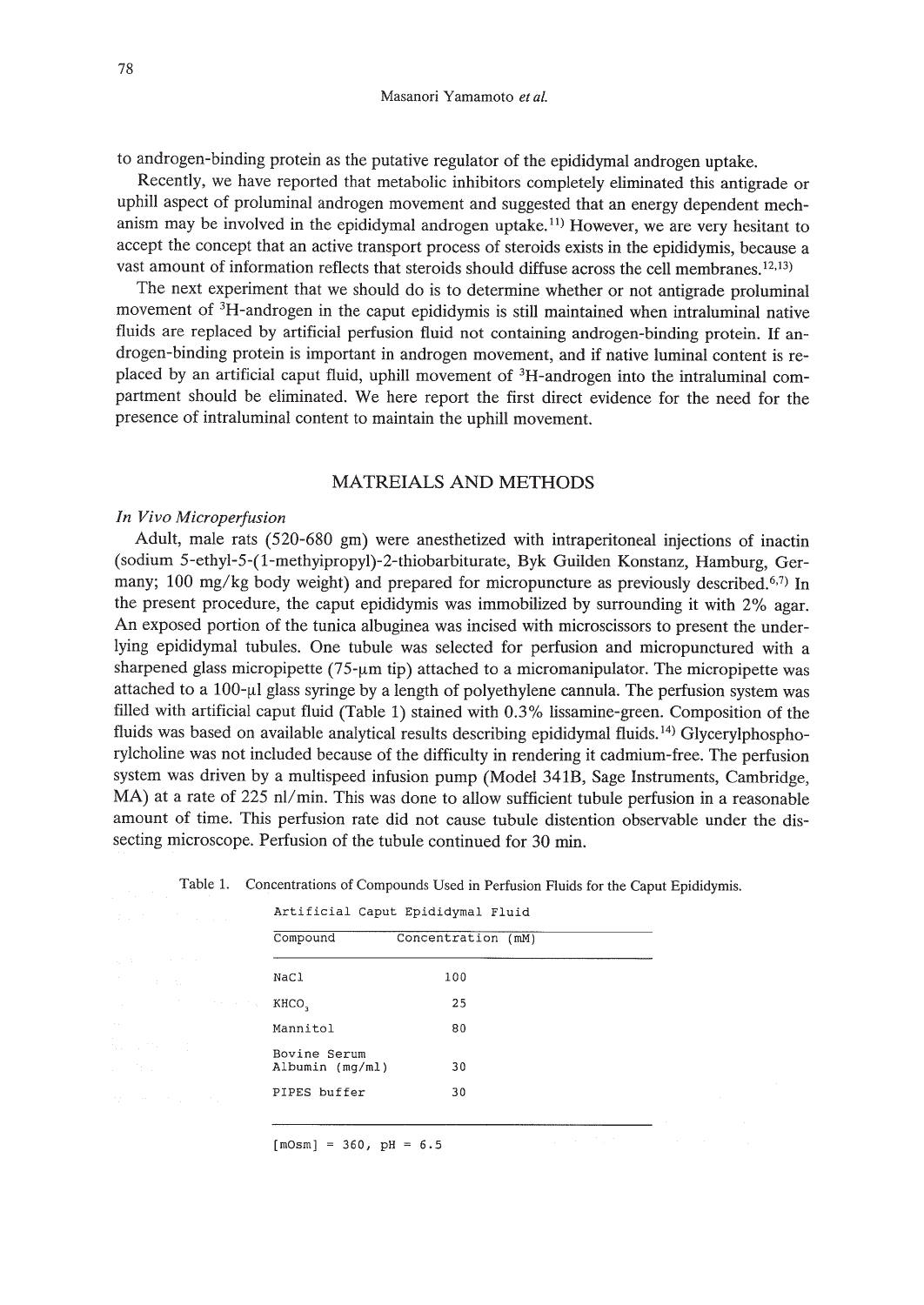to androgen-binding protein as the putative regulator of the epididymal androgen uptake.

Recently, we have reported that metabolic inhibitors completely eliminated this antigrade or uphill aspect of proluminal androgen movement and suggested that an energy dependent mechanism may be involved in the epididymal androgen uptake.[11] However, we are very hesitant to accept the concept that an active transport process of steroids exists in the epididymis, because a vast amount of information reflects that steroids should diffuse across the cell membranes.[12,13]

The next experiment that we should do is to determine whether or not antigrade proluminal movement of $^3$H-androgen in the caput epididymis is still maintained when intraluminal native fluids are replaced by artificial perfusion fluid not containing androgen-binding protein. If androgen-binding protein is important in androgen movement, and if native luminal content is replaced by an artificial caput fluid, uphill movement of $^3$H-androgen into the intraluminal compartment should be eliminated. We here report the first direct evidence for the need for the presence of intraluminal content to maintain the uphill movement.

## MATREIALS AND METHODS

### *In Vivo Microperfusion*

Adult, male rats (520-680 gm) were anesthetized with intraperitoneal injections of inactin (sodium 5-ethyl-5-(1-methyipropyl)-2-thiobarbiturate, Byk Guilden Konstanz, Hamburg, Germany; 100 mg/kg body weight) and prepared for micropuncture as previously described.[6,7] In the present procedure, the caput epididymis was immobilized by surrounding it with 2% agar. An exposed portion of the tunica albuginea was incised with microscissors to present the underlying epididymal tubules. One tubule was selected for perfusion and micropunctured with a sharpened glass micropipette (75-μm tip) attached to a micromanipulator. The micropipette was attached to a 100-μl glass syringe by a length of polyethylene cannula. The perfusion system was filled with artificial caput fluid (Table 1) stained with 0.3% lissamine-green. Composition of the fluids was based on available analytical results describing epididymal fluids.[14] Glycerylphosphorylcholine was not included because of the difficulty in rendering it cadmium-free. The perfusion system was driven by a multispeed infusion pump (Model 341B, Sage Instruments, Cambridge, MA) at a rate of 225 nl/min. This was done to allow sufficient tubule perfusion in a reasonable amount of time. This perfusion rate did not cause tubule distention observable under the dissecting microscope. Perfusion of the tubule continued for 30 min.

Table 1. Concentrations of Compounds Used in Perfusion Fluids for the Caput Epididymis.

Artificial Caput Epididymal Fluid

| Compound | Concentration (mM) |
|---|---|
| NaCl | 100 |
| $KHCO_3$ | 25 |
| Mannitol | 80 |
| Bovine Serum Albumin (mg/ml) | 30 |
| PIPES buffer | 30 |

[mOsm] = 360, pH = 6.5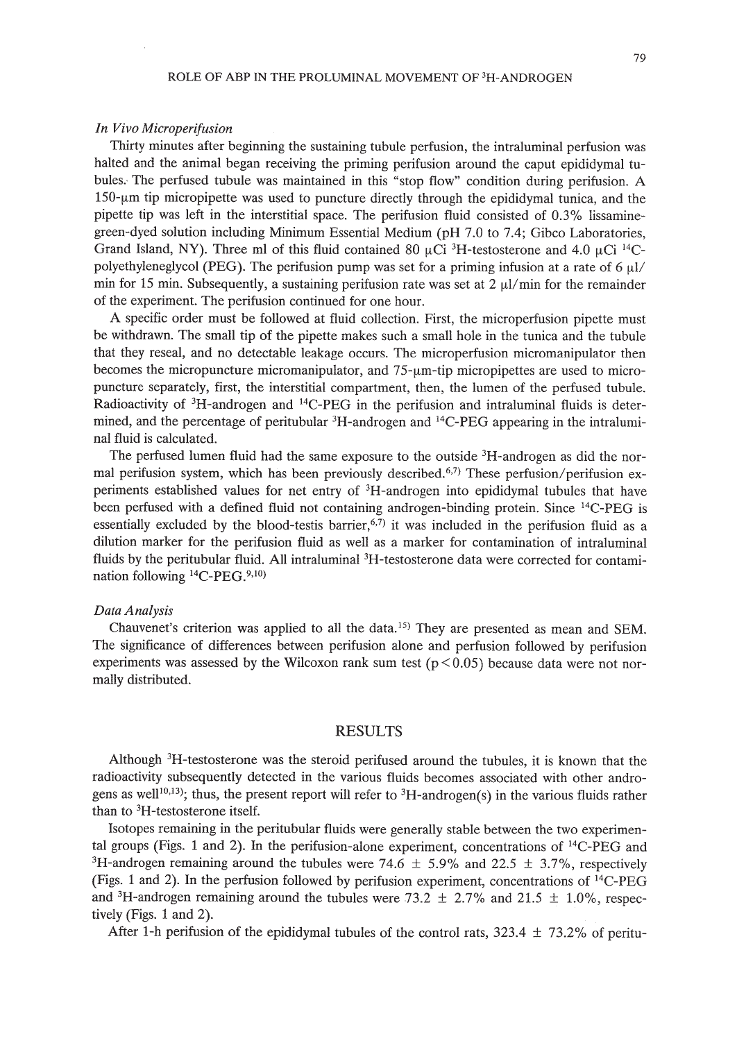*In Vivo Microperifusion*

Thirty minutes after beginning the sustaining tubule perfusion, the intraluminal perfusion was halted and the animal began receiving the priming perifusion around the caput epididymal tubules. The perfused tubule was maintained in this "stop flow" condition during perifusion. A 150-μm tip micropipette was used to puncture directly through the epididymal tunica, and the pipette tip was left in the interstitial space. The perifusion fluid consisted of 0.3% lissamine-green-dyed solution including Minimum Essential Medium (pH 7.0 to 7.4; Gibco Laboratories, Grand Island, NY). Three ml of this fluid contained 80 μCi $^{3}$H-testosterone and 4.0 μCi $^{14}$C-polyethyleneglycol (PEG). The perifusion pump was set for a priming infusion at a rate of 6 μl/min for 15 min. Subsequently, a sustaining perifusion rate was set at 2 μl/min for the remainder of the experiment. The perifusion continued for one hour.

A specific order must be followed at fluid collection. First, the microperfusion pipette must be withdrawn. The small tip of the pipette makes such a small hole in the tunica and the tubule that they reseal, and no detectable leakage occurs. The microperfusion micromanipulator then becomes the micropuncture micromanipulator, and 75-μm-tip micropipettes are used to micropuncture separately, first, the interstitial compartment, then, the lumen of the perfused tubule. Radioactivity of $^{3}$H-androgen and $^{14}$C-PEG in the perifusion and intraluminal fluids is determined, and the percentage of peritubular $^{3}$H-androgen and $^{14}$C-PEG appearing in the intraluminal fluid is calculated.

The perfused lumen fluid had the same exposure to the outside $^{3}$H-androgen as did the normal perifusion system, which has been previously described.[6,7] These perfusion/perifusion experiments established values for net entry of $^{3}$H-androgen into epididymal tubules that have been perfused with a defined fluid not containing androgen-binding protein. Since $^{14}$C-PEG is essentially excluded by the blood-testis barrier,[6,7] it was included in the perifusion fluid as a dilution marker for the perifusion fluid as well as a marker for contamination of intraluminal fluids by the peritubular fluid. All intraluminal $^{3}$H-testosterone data were corrected for contamination following $^{14}$C-PEG.[9,10]

*Data Analysis*

Chauvenet's criterion was applied to all the data.[15] They are presented as mean and SEM. The significance of differences between perifusion alone and perfusion followed by perifusion experiments was assessed by the Wilcoxon rank sum test ($p < 0.05$) because data were not normally distributed.

## RESULTS

Although $^{3}$H-testosterone was the steroid perifused around the tubules, it is known that the radioactivity subsequently detected in the various fluids becomes associated with other androgens as well[10,13]; thus, the present report will refer to $^{3}$H-androgen(s) in the various fluids rather than to $^{3}$H-testosterone itself.

Isotopes remaining in the peritubular fluids were generally stable between the two experimental groups (Figs. 1 and 2). In the perifusion-alone experiment, concentrations of $^{14}$C-PEG and $^{3}$H-androgen remaining around the tubules were 74.6 ± 5.9% and 22.5 ± 3.7%, respectively (Figs. 1 and 2). In the perfusion followed by perifusion experiment, concentrations of $^{14}$C-PEG and $^{3}$H-androgen remaining around the tubules were 73.2 ± 2.7% and 21.5 ± 1.0%, respectively (Figs. 1 and 2).

After 1-h perifusion of the epididymal tubules of the control rats, 323.4 ± 73.2% of peritu-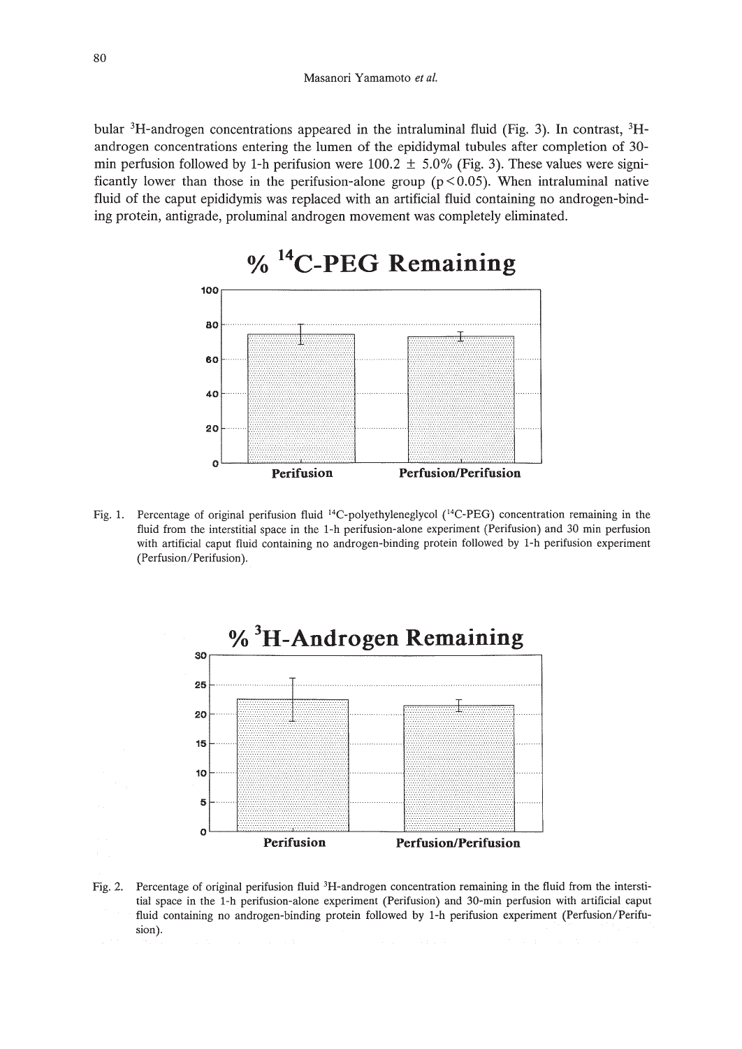bular $^{3}$H-androgen concentrations appeared in the intraluminal fluid (Fig. 3). In contrast, $^{3}$H-androgen concentrations entering the lumen of the epididymal tubules after completion of 30-min perfusion followed by 1-h perifusion were 100.2 ± 5.0% (Fig. 3). These values were significantly lower than those in the perifusion-alone group ($p < 0.05$). When intraluminal native fluid of the caput epididymis was replaced with an artificial fluid containing no androgen-binding protein, antigrade, proluminal androgen movement was completely eliminated.

Fig. 1. Percentage of original perifusion fluid $^{14}$C-polyethyleneglycol ($^{14}$C-PEG) concentration remaining in the fluid from the interstitial space in the 1-h perifusion-alone experiment (Perifusion) and 30 min perfusion with artificial caput fluid containing no androgen-binding protein followed by 1-h perifusion experiment (Perfusion/Perifusion).

Fig. 2. Percentage of original perifusion fluid $^{3}$H-androgen concentration remaining in the fluid from the interstitial space in the 1-h perifusion-alone experiment (Perifusion) and 30-min perfusion with artificial caput fluid containing no androgen-binding protein followed by 1-h perifusion experiment (Perfusion/Perifusion).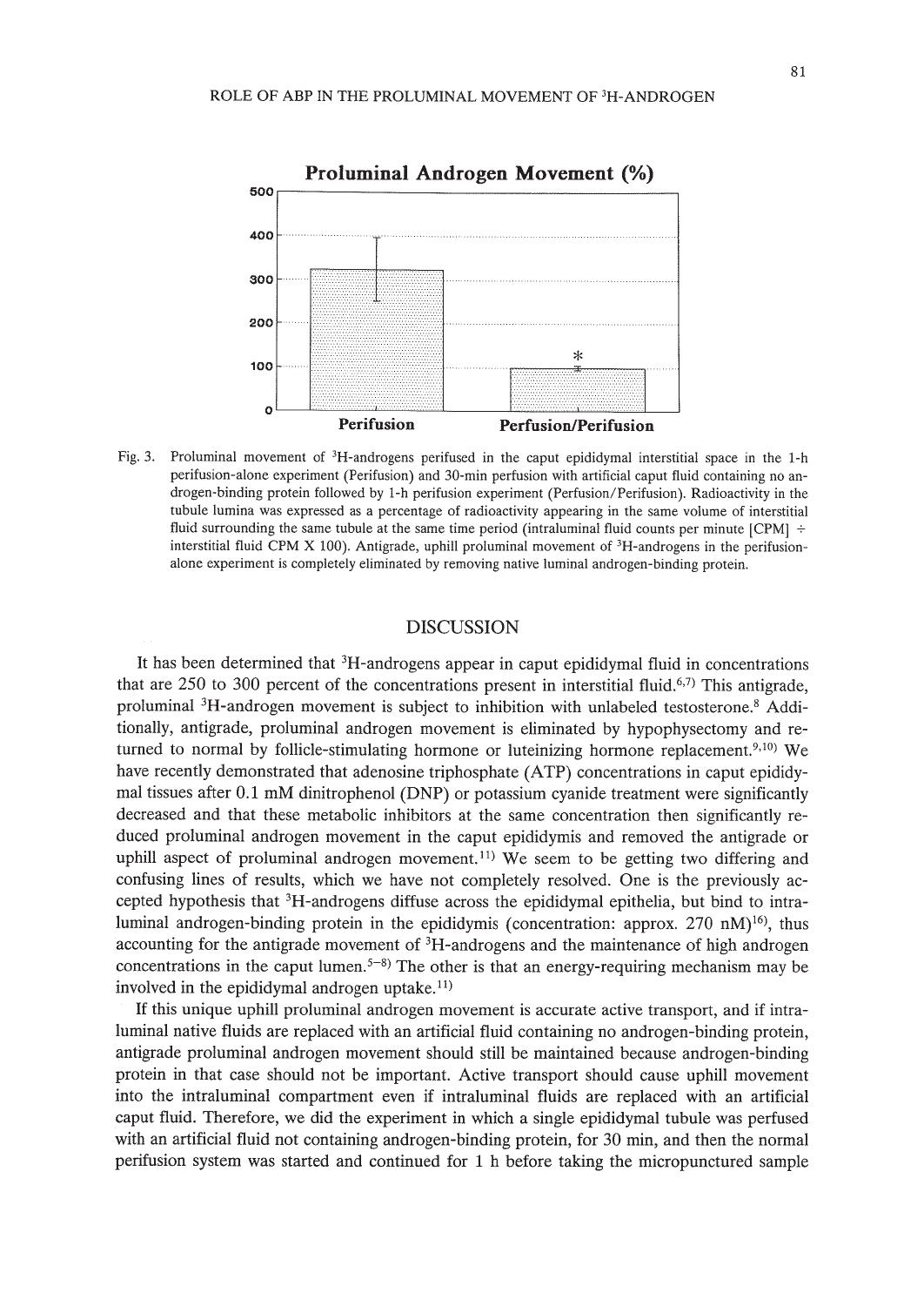**Proluminal Androgen Movement (%)**

Fig. 3. Proluminal movement of $^{3}$H-androgens perifused in the caput epididymal interstitial space in the 1-h perifusion-alone experiment (Perifusion) and 30-min perfusion with artificial caput fluid containing no androgen-binding protein followed by 1-h perifusion experiment (Perfusion/Perifusion). Radioactivity in the tubule lumina was expressed as a percentage of radioactivity appearing in the same volume of interstitial fluid surrounding the same tubule at the same time period (intraluminal fluid counts per minute [CPM] ÷ interstitial fluid CPM X 100). Antigrade, uphill proluminal movement of $^{3}$H-androgens in the perifusion-alone experiment is completely eliminated by removing native luminal androgen-binding protein.

## DISCUSSION

It has been determined that $^{3}$H-androgens appear in caput epididymal fluid in concentrations that are 250 to 300 percent of the concentrations present in interstitial fluid.[6,7] This antigrade, proluminal $^{3}$H-androgen movement is subject to inhibition with unlabeled testosterone.[8] Additionally, antigrade, proluminal androgen movement is eliminated by hypophysectomy and returned to normal by follicle-stimulating hormone or luteinizing hormone replacement.[9,10] We have recently demonstrated that adenosine triphosphate (ATP) concentrations in caput epididymal tissues after 0.1 mM dinitrophenol (DNP) or potassium cyanide treatment were significantly decreased and that these metabolic inhibitors at the same concentration then significantly reduced proluminal androgen movement in the caput epididymis and removed the antigrade or uphill aspect of proluminal androgen movement.[11] We seem to be getting two differing and confusing lines of results, which we have not completely resolved. One is the previously accepted hypothesis that $^{3}$H-androgens diffuse across the epididymal epithelia, but bind to intraluminal androgen-binding protein in the epididymis (concentration: approx. 270 nM)[16], thus accounting for the antigrade movement of $^{3}$H-androgens and the maintenance of high androgen concentrations in the caput lumen.[5–8] The other is that an energy-requiring mechanism may be involved in the epididymal androgen uptake.[11]

If this unique uphill proluminal androgen movement is accurate active transport, and if intraluminal native fluids are replaced with an artificial fluid containing no androgen-binding protein, antigrade proluminal androgen movement should still be maintained because androgen-binding protein in that case should not be important. Active transport should cause uphill movement into the intraluminal compartment even if intraluminal fluids are replaced with an artificial caput fluid. Therefore, we did the experiment in which a single epididymal tubule was perfused with an artificial fluid not containing androgen-binding protein, for 30 min, and then the normal perifusion system was started and continued for 1 h before taking the micropunctured sample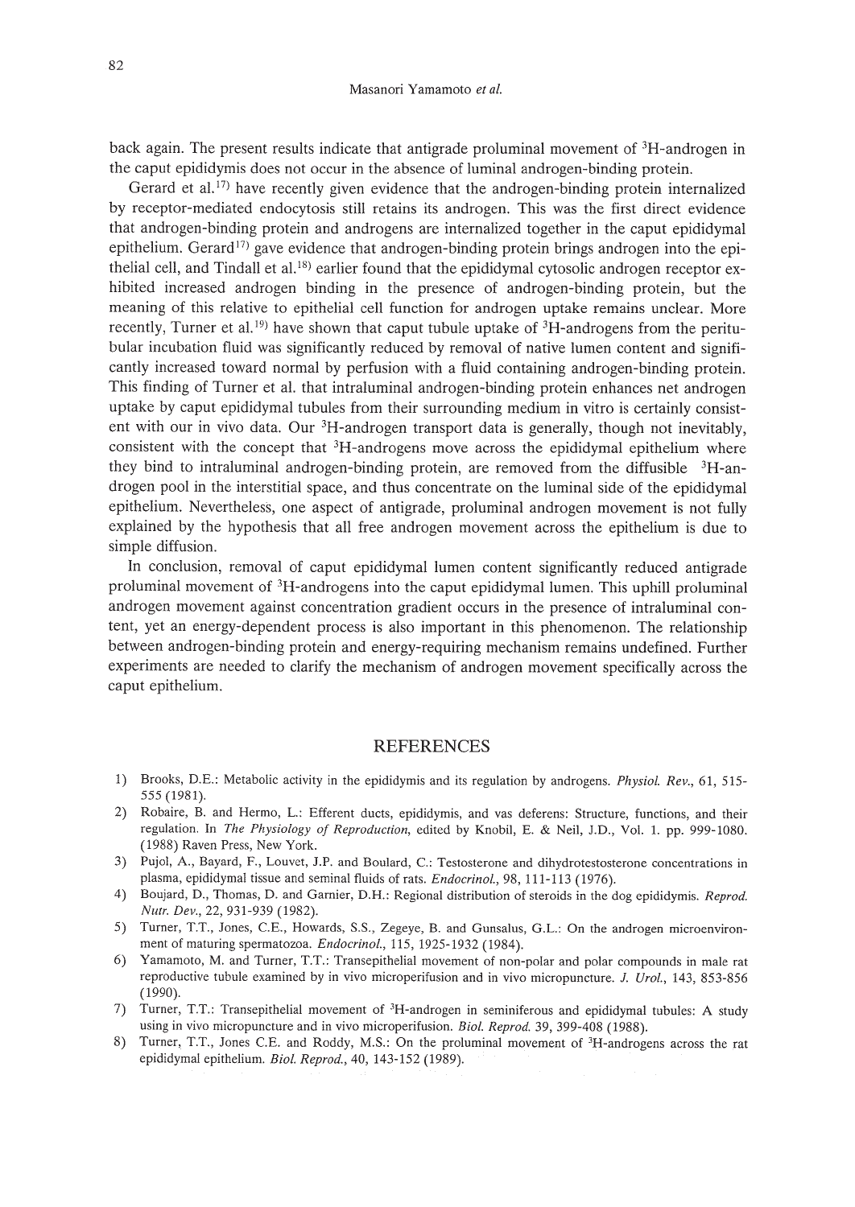back again. The present results indicate that antigrade proluminal movement of $^{3}$H-androgen in the caput epididymis does not occur in the absence of luminal androgen-binding protein.

Gerard et al.[17] have recently given evidence that the androgen-binding protein internalized by receptor-mediated endocytosis still retains its androgen. This was the first direct evidence that androgen-binding protein and androgens are internalized together in the caput epididymal epithelium. Gerard[17] gave evidence that androgen-binding protein brings androgen into the epithelial cell, and Tindall et al.[18] earlier found that the epididymal cytosolic androgen receptor exhibited increased androgen binding in the presence of androgen-binding protein, but the meaning of this relative to epithelial cell function for androgen uptake remains unclear. More recently, Turner et al.[19] have shown that caput tubule uptake of $^{3}$H-androgens from the peritubular incubation fluid was significantly reduced by removal of native lumen content and significantly increased toward normal by perfusion with a fluid containing androgen-binding protein. This finding of Turner et al. that intraluminal androgen-binding protein enhances net androgen uptake by caput epididymal tubules from their surrounding medium in vitro is certainly consistent with our in vivo data. Our $^{3}$H-androgen transport data is generally, though not inevitably, consistent with the concept that $^{3}$H-androgens move across the epididymal epithelium where they bind to intraluminal androgen-binding protein, are removed from the diffusible $^{3}$H-androgen pool in the interstitial space, and thus concentrate on the luminal side of the epididymal epithelium. Nevertheless, one aspect of antigrade, proluminal androgen movement is not fully explained by the hypothesis that all free androgen movement across the epithelium is due to simple diffusion.

In conclusion, removal of caput epididymal lumen content significantly reduced antigrade proluminal movement of $^{3}$H-androgens into the caput epididymal lumen. This uphill proluminal androgen movement against concentration gradient occurs in the presence of intraluminal content, yet an energy-dependent process is also important in this phenomenon. The relationship between androgen-binding protein and energy-requiring mechanism remains undefined. Further experiments are needed to clarify the mechanism of androgen movement specifically across the caput epithelium.

## REFERENCES

1) Brooks, D.E.: Metabolic activity in the epididymis and its regulation by androgens. *Physiol. Rev.*, 61, 515-555 (1981).
2) Robaire, B. and Hermo, L.: Efferent ducts, epididymis, and vas deferens: Structure, functions, and their regulation. In *The Physiology of Reproduction*, edited by Knobil, E. & Neil, J.D., Vol. 1. pp. 999-1080. (1988) Raven Press, New York.
3) Pujol, A., Bayard, F., Louvet, J.P. and Boulard, C.: Testosterone and dihydrotestosterone concentrations in plasma, epididymal tissue and seminal fluids of rats. *Endocrinol.*, 98, 111-113 (1976).
4) Boujard, D., Thomas, D. and Garnier, D.H.: Regional distribution of steroids in the dog epididymis. *Reprod. Nutr. Dev.*, 22, 931-939 (1982).
5) Turner, T.T., Jones, C.E., Howards, S.S., Zegeye, B. and Gunsalus, G.L.: On the androgen microenvironment of maturing spermatozoa. *Endocrinol.*, 115, 1925-1932 (1984).
6) Yamamoto, M. and Turner, T.T.: Transepithelial movement of non-polar and polar compounds in male rat reproductive tubule examined by in vivo microperifusion and in vivo micropuncture. *J. Urol.*, 143, 853-856 (1990).
7) Turner, T.T.: Transepithelial movement of $^{3}$H-androgen in seminiferous and epididymal tubules: A study using in vivo micropuncture and in vivo microperifusion. *Biol. Reprod.* 39, 399-408 (1988).
8) Turner, T.T., Jones C.E. and Roddy, M.S.: On the proluminal movement of $^{3}$H-androgens across the rat epididymal epithelium. *Biol. Reprod.*, 40, 143-152 (1989).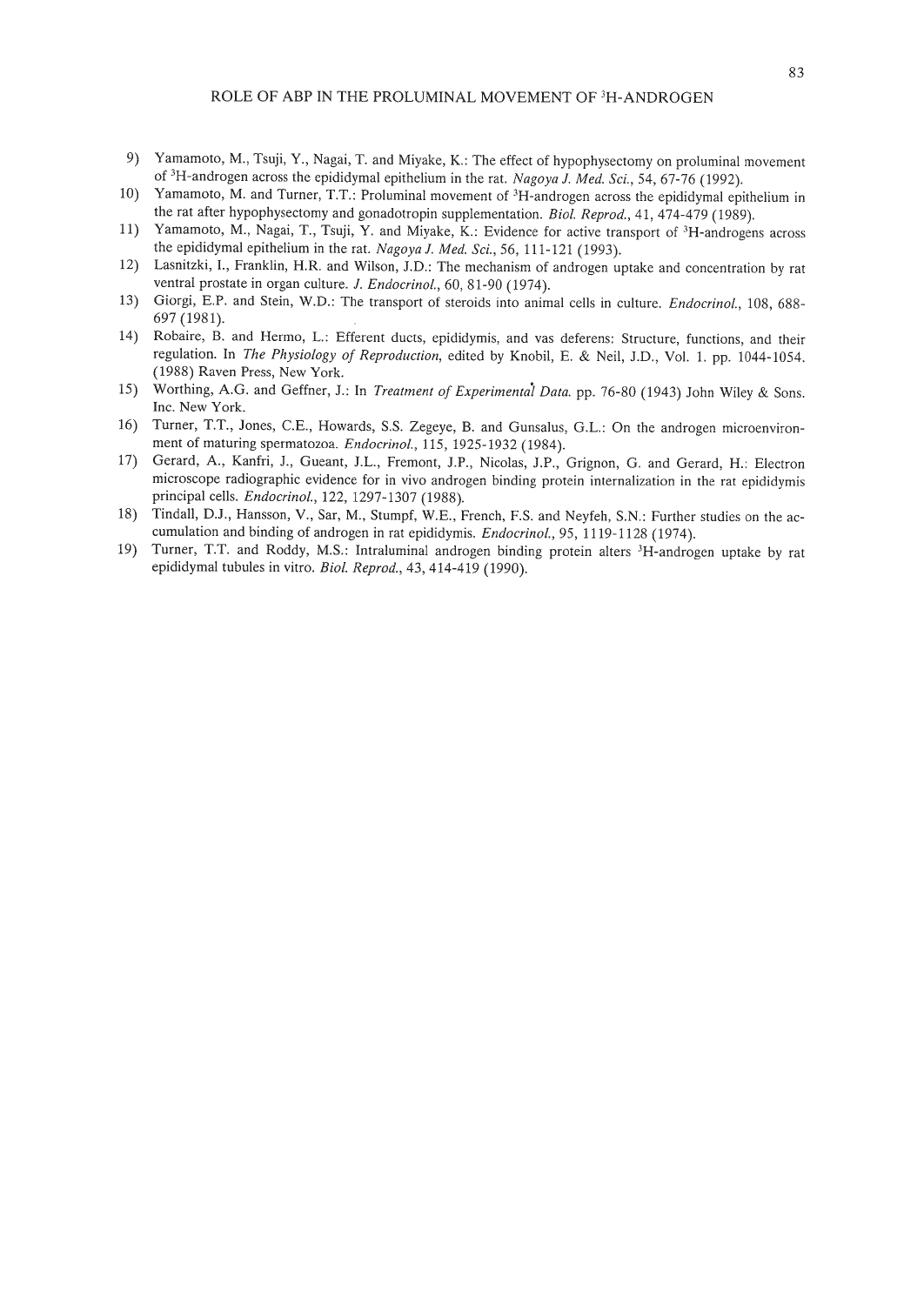9) Yamamoto, M., Tsuji, Y., Nagai, T. and Miyake, K.: The effect of hypophysectomy on proluminal movement of $^{3}$H-androgen across the epididymal epithelium in the rat. *Nagoya J. Med. Sci.*, 54, 67-76 (1992).
10) Yamamoto, M. and Turner, T.T.: Proluminal movement of $^{3}$H-androgen across the epididymal epithelium in the rat after hypophysectomy and gonadotropin supplementation. *Biol. Reprod.*, 41, 474-479 (1989).
11) Yamamoto, M., Nagai, T., Tsuji, Y. and Miyake, K.: Evidence for active transport of $^{3}$H-androgens across the epididymal epithelium in the rat. *Nagoya J. Med. Sci.*, 56, 111-121 (1993).
12) Lasnitzki, I., Franklin, H.R. and Wilson, J.D.: The mechanism of androgen uptake and concentration by rat ventral prostate in organ culture. *J. Endocrinol.*, 60, 81-90 (1974).
13) Giorgi, E.P. and Stein, W.D.: The transport of steroids into animal cells in culture. *Endocrinol.*, 108, 688-697 (1981).
14) Robaire, B. and Hermo, L.: Efferent ducts, epididymis, and vas deferens: Structure, functions, and their regulation. In *The Physiology of Reproduction*, edited by Knobil, E. & Neil, J.D., Vol. 1. pp. 1044-1054. (1988) Raven Press, New York.
15) Worthing, A.G. and Geffner, J.: In *Treatment of Experimental Data.* pp. 76-80 (1943) John Wiley & Sons. Inc. New York.
16) Turner, T.T., Jones, C.E., Howards, S.S. Zegeye, B. and Gunsalus, G.L.: On the androgen microenvironment of maturing spermatozoa. *Endocrinol.*, 115, 1925-1932 (1984).
17) Gerard, A., Kanfri, J., Gueant, J.L., Fremont, J.P., Nicolas, J.P., Grignon, G. and Gerard, H.: Electron microscope radiographic evidence for in vivo androgen binding protein internalization in the rat epididymis principal cells. *Endocrinol.*, 122, 1297-1307 (1988).
18) Tindall, D.J., Hansson, V., Sar, M., Stumpf, W.E., French, F.S. and Neyfeh, S.N.: Further studies on the accumulation and binding of androgen in rat epididymis. *Endocrinol.*, 95, 1119-1128 (1974).
19) Turner, T.T. and Roddy, M.S.: Intraluminal androgen binding protein alters $^{3}$H-androgen uptake by rat epididymal tubules in vitro. *Biol. Reprod.*, 43, 414-419 (1990).